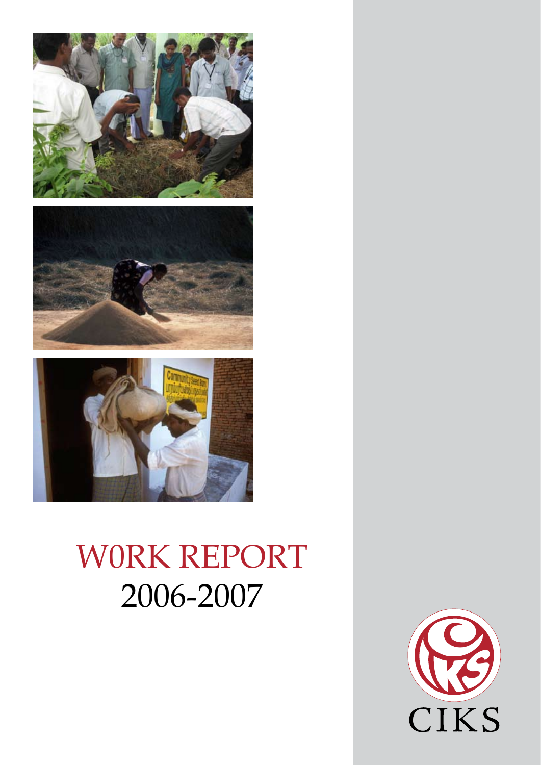# W0RK REPORT
# 2006-2007

CIKS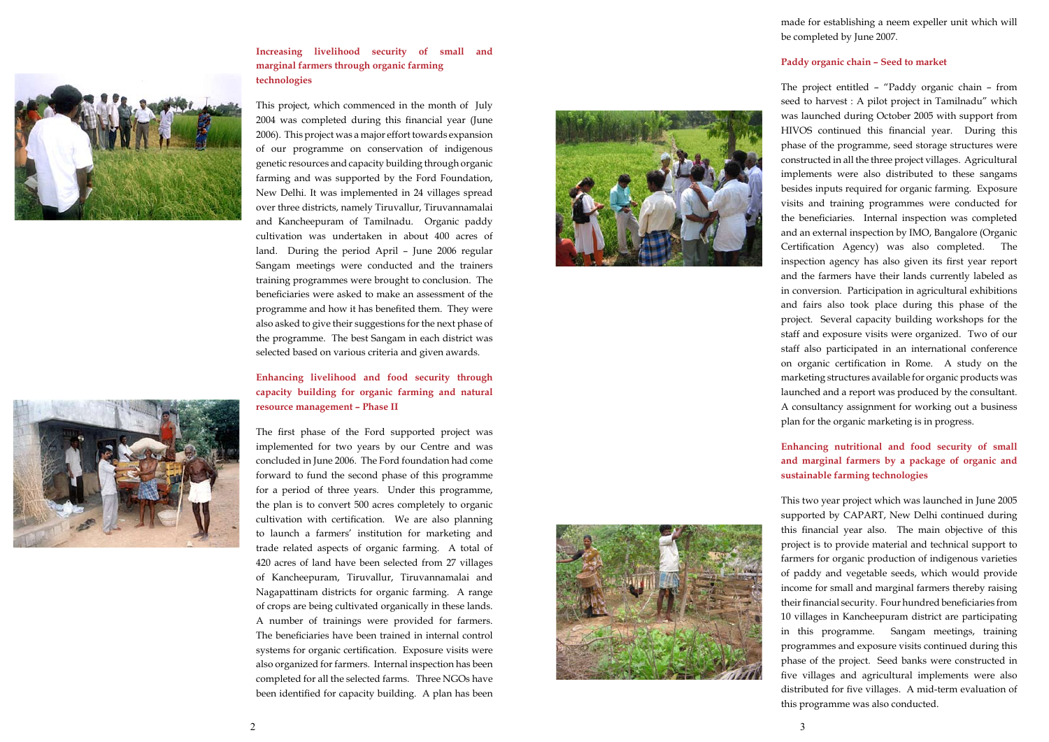## Increasing livelihood security of small and marginal farmers through organic farming technologies

This project, which commenced in the month of July 2004 was completed during this financial year (June 2006). This project was a major effort towards expansion of our programme on conservation of indigenous genetic resources and capacity building through organic farming and was supported by the Ford Foundation, New Delhi. It was implemented in 24 villages spread over three districts, namely Tiruvallur, Tiruvannamalai and Kancheepuram of Tamilnadu. Organic paddy cultivation was undertaken in about 400 acres of land. During the period April – June 2006 regular Sangam meetings were conducted and the trainers training programmes were brought to conclusion. The beneficiaries were asked to make an assessment of the programme and how it has benefited them. They were also asked to give their suggestions for the next phase of the programme. The best Sangam in each district was selected based on various criteria and given awards.

## Enhancing livelihood and food security through capacity building for organic farming and natural resource management – Phase II

The first phase of the Ford supported project was implemented for two years by our Centre and was concluded in June 2006. The Ford foundation had come forward to fund the second phase of this programme for a period of three years. Under this programme, the plan is to convert 500 acres completely to organic cultivation with certification. We are also planning to launch a farmers' institution for marketing and trade related aspects of organic farming. A total of 420 acres of land have been selected from 27 villages of Kancheepuram, Tiruvallur, Tiruvannamalai and Nagapattinam districts for organic farming. A range of crops are being cultivated organically in these lands. A number of trainings were provided for farmers. The beneficiaries have been trained in internal control systems for organic certification. Exposure visits were also organized for farmers. Internal inspection has been completed for all the selected farms. Three NGOs have been identified for capacity building. A plan has been made for establishing a neem expeller unit which will be completed by June 2007.

## Paddy organic chain – Seed to market

The project entitled – "Paddy organic chain – from seed to harvest : A pilot project in Tamilnadu" which was launched during October 2005 with support from HIVOS continued this financial year. During this phase of the programme, seed storage structures were constructed in all the three project villages. Agricultural implements were also distributed to these sangams besides inputs required for organic farming. Exposure visits and training programmes were conducted for the beneficiaries. Internal inspection was completed and an external inspection by IMO, Bangalore (Organic Certification Agency) was also completed. The inspection agency has also given its first year report and the farmers have their lands currently labeled as in conversion. Participation in agricultural exhibitions and fairs also took place during this phase of the project. Several capacity building workshops for the staff and exposure visits were organized. Two of our staff also participated in an international conference on organic certification in Rome. A study on the marketing structures available for organic products was launched and a report was produced by the consultant. A consultancy assignment for working out a business plan for the organic marketing is in progress.

## Enhancing nutritional and food security of small and marginal farmers by a package of organic and sustainable farming technologies

This two year project which was launched in June 2005 supported by CAPART, New Delhi continued during this financial year also. The main objective of this project is to provide material and technical support to farmers for organic production of indigenous varieties of paddy and vegetable seeds, which would provide income for small and marginal farmers thereby raising their financial security. Four hundred beneficiaries from 10 villages in Kancheepuram district are participating in this programme. Sangam meetings, training programmes and exposure visits continued during this phase of the project. Seed banks were constructed in five villages and agricultural implements were also distributed for five villages. A mid-term evaluation of this programme was also conducted.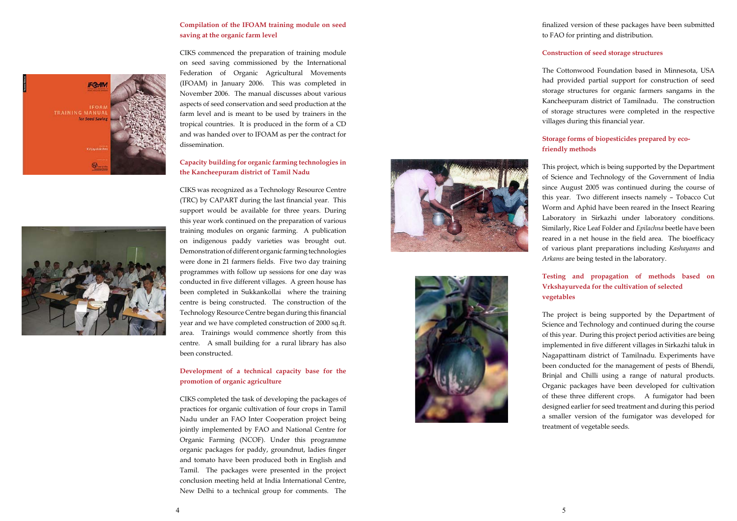## Compilation of the IFOAM training module on seed saving at the organic farm level

CIKS commenced the preparation of training module on seed saving commissioned by the International Federation of Organic Agricultural Movements (IFOAM) in January 2006. This was completed in November 2006. The manual discusses about various aspects of seed conservation and seed production at the farm level and is meant to be used by trainers in the tropical countries. It is produced in the form of a CD and was handed over to IFOAM as per the contract for dissemination.

## Capacity building for organic farming technologies in the Kancheepuram district of Tamil Nadu

CIKS was recognized as a Technology Resource Centre (TRC) by CAPART during the last financial year. This support would be available for three years. During this year work continued on the preparation of various training modules on organic farming. A publication on indigenous paddy varieties was brought out. Demonstration of different organic farming technologies were done in 21 farmers fields. Five two day training programmes with follow up sessions for one day was conducted in five different villages. A green house has been completed in Sukkankollai where the training centre is being constructed. The construction of the Technology Resource Centre began during this financial year and we have completed construction of 2000 sq.ft. area. Trainings would commence shortly from this centre. A small building for a rural library has also been constructed.

## Development of a technical capacity base for the promotion of organic agriculture

CIKS completed the task of developing the packages of practices for organic cultivation of four crops in Tamil Nadu under an FAO Inter Cooperation project being jointly implemented by FAO and National Centre for Organic Farming (NCOF). Under this programme organic packages for paddy, groundnut, ladies finger and tomato have been produced both in English and Tamil. The packages were presented in the project conclusion meeting held at India International Centre, New Delhi to a technical group for comments. The finalized version of these packages have been submitted to FAO for printing and distribution.

## Construction of seed storage structures

The Cottonwood Foundation based in Minnesota, USA had provided partial support for construction of seed storage structures for organic farmers sangams in the Kancheepuram district of Tamilnadu. The construction of storage structures were completed in the respective villages during this financial year.

## Storage forms of biopesticides prepared by eco-friendly methods

This project, which is being supported by the Department of Science and Technology of the Government of India since August 2005 was continued during the course of this year. Two different insects namely – Tobacco Cut Worm and Aphid have been reared in the Insect Rearing Laboratory in Sirkazhi under laboratory conditions. Similarly, Rice Leaf Folder and *Epilachna* beetle have been reared in a net house in the field area. The bioefficacy of various plant preparations including *Kashayams* and *Arkams* are being tested in the laboratory.

## Testing and propagation of methods based on Vrkshayurveda for the cultivation of selected vegetables

The project is being supported by the Department of Science and Technology and continued during the course of this year. During this project period activities are being implemented in five different villages in Sirkazhi taluk in Nagapattinam district of Tamilnadu. Experiments have been conducted for the management of pests of Bhendi, Brinjal and Chilli using a range of natural products. Organic packages have been developed for cultivation of these three different crops. A fumigator had been designed earlier for seed treatment and during this period a smaller version of the fumigator was developed for treatment of vegetable seeds.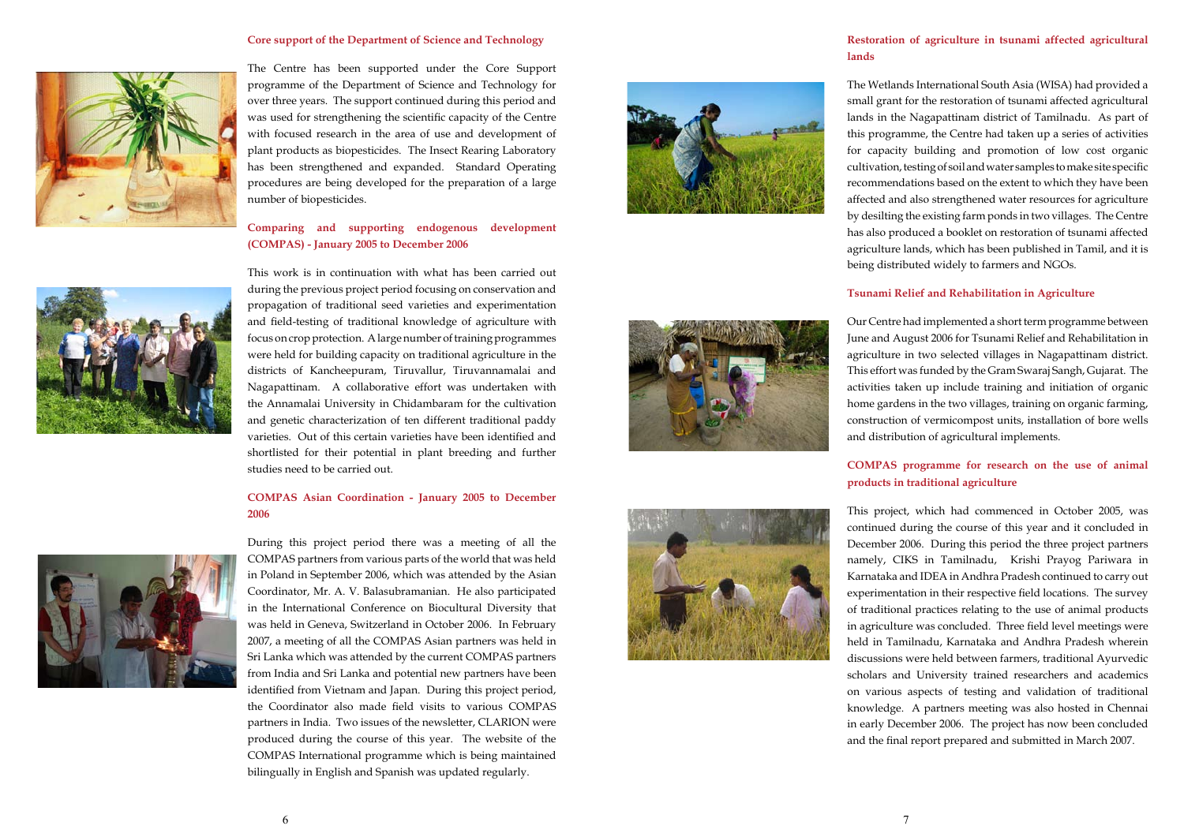### Core support of the Department of Science and Technology

The Centre has been supported under the Core Support programme of the Department of Science and Technology for over three years. The support continued during this period and was used for strengthening the scientific capacity of the Centre with focused research in the area of use and development of plant products as biopesticides. The Insect Rearing Laboratory has been strengthened and expanded. Standard Operating procedures are being developed for the preparation of a large number of biopesticides.

### Comparing and supporting endogenous development (COMPAS) - January 2005 to December 2006

This work is in continuation with what has been carried out during the previous project period focusing on conservation and propagation of traditional seed varieties and experimentation and field-testing of traditional knowledge of agriculture with focus on crop protection. A large number of training programmes were held for building capacity on traditional agriculture in the districts of Kancheepuram, Tiruvallur, Tiruvannamalai and Nagapattinam. A collaborative effort was undertaken with the Annamalai University in Chidambaram for the cultivation and genetic characterization of ten different traditional paddy varieties. Out of this certain varieties have been identified and shortlisted for their potential in plant breeding and further studies need to be carried out.

### COMPAS Asian Coordination - January 2005 to December 2006

During this project period there was a meeting of all the COMPAS partners from various parts of the world that was held in Poland in September 2006, which was attended by the Asian Coordinator, Mr. A. V. Balasubramanian. He also participated in the International Conference on Biocultural Diversity that was held in Geneva, Switzerland in October 2006. In February 2007, a meeting of all the COMPAS Asian partners was held in Sri Lanka which was attended by the current COMPAS partners from India and Sri Lanka and potential new partners have been identified from Vietnam and Japan. During this project period, the Coordinator also made field visits to various COMPAS partners in India. Two issues of the newsletter, CLARION were produced during the course of this year. The website of the COMPAS International programme which is being maintained bilingually in English and Spanish was updated regularly.

### Restoration of agriculture in tsunami affected agricultural lands

The Wetlands International South Asia (WISA) had provided a small grant for the restoration of tsunami affected agricultural lands in the Nagapattinam district of Tamilnadu. As part of this programme, the Centre had taken up a series of activities for capacity building and promotion of low cost organic cultivation, testing of soil and water samples to make site specific recommendations based on the extent to which they have been affected and also strengthened water resources for agriculture by desilting the existing farm ponds in two villages. The Centre has also produced a booklet on restoration of tsunami affected agriculture lands, which has been published in Tamil, and it is being distributed widely to farmers and NGOs.

### Tsunami Relief and Rehabilitation in Agriculture

Our Centre had implemented a short term programme between June and August 2006 for Tsunami Relief and Rehabilitation in agriculture in two selected villages in Nagapattinam district. This effort was funded by the Gram Swaraj Sangh, Gujarat. The activities taken up include training and initiation of organic home gardens in the two villages, training on organic farming, construction of vermicompost units, installation of bore wells and distribution of agricultural implements.

### COMPAS programme for research on the use of animal products in traditional agriculture

This project, which had commenced in October 2005, was continued during the course of this year and it concluded in December 2006. During this period the three project partners namely, CIKS in Tamilnadu, Krishi Prayog Pariwara in Karnataka and IDEA in Andhra Pradesh continued to carry out experimentation in their respective field locations. The survey of traditional practices relating to the use of animal products in agriculture was concluded. Three field level meetings were held in Tamilnadu, Karnataka and Andhra Pradesh wherein discussions were held between farmers, traditional Ayurvedic scholars and University trained researchers and academics on various aspects of testing and validation of traditional knowledge. A partners meeting was also hosted in Chennai in early December 2006. The project has now been concluded and the final report prepared and submitted in March 2007.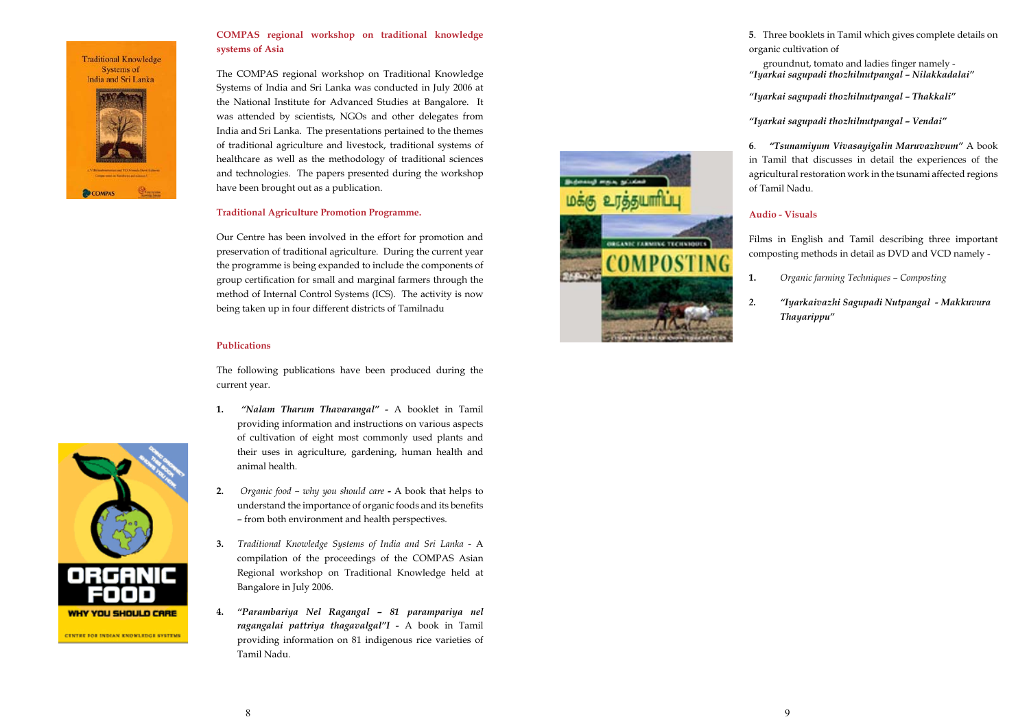## COMPAS regional workshop on traditional knowledge systems of Asia

The COMPAS regional workshop on Traditional Knowledge Systems of India and Sri Lanka was conducted in July 2006 at the National Institute for Advanced Studies at Bangalore. It was attended by scientists, NGOs and other delegates from India and Sri Lanka. The presentations pertained to the themes of traditional agriculture and livestock, traditional systems of healthcare as well as the methodology of traditional sciences and technologies. The papers presented during the workshop have been brought out as a publication.

## Traditional Agriculture Promotion Programme.

Our Centre has been involved in the effort for promotion and preservation of traditional agriculture. During the current year the programme is being expanded to include the components of group certification for small and marginal farmers through the method of Internal Control Systems (ICS). The activity is now being taken up in four different districts of Tamilnadu

## Publications

The following publications have been produced during the current year.

1. ***"Nalam Tharum Thavarangal"*** **-** A booklet in Tamil providing information and instructions on various aspects of cultivation of eight most commonly used plants and their uses in agriculture, gardening, human health and animal health.

2. *Organic food – why you should care* **-** A book that helps to understand the importance of organic foods and its benefits – from both environment and health perspectives.

3. *Traditional Knowledge Systems of India and Sri Lanka* - A compilation of the proceedings of the COMPAS Asian Regional workshop on Traditional Knowledge held at Bangalore in July 2006.

4. ***"Parambariya Nel Ragangal – 81 parampariya nel ragangalai pattriya thagavalgal"I*** **-** A book in Tamil providing information on 81 indigenous rice varieties of Tamil Nadu.

5. Three booklets in Tamil which gives complete details on organic cultivation of groundnut, tomato and ladies finger namely -
   ***"Iyarkai sagupadi thozhilnutpangal – Nilakkadalai"***

   ***"Iyarkai sagupadi thozhilnutpangal – Thakkali"***

   ***"Iyarkai sagupadi thozhilnutpangal – Vendai"***

6. ***"Tsunamiyum Vivasayigalin Maruvazhvum"*** A book in Tamil that discusses in detail the experiences of the agricultural restoration work in the tsunami affected regions of Tamil Nadu.

## Audio - Visuals

Films in English and Tamil describing three important composting methods in detail as DVD and VCD namely -

1. *Organic farming Techniques – Composting*

2. ***"Iyarkaivazhi Sagupadi Nutpangal - Makkuvura Thayarippu"***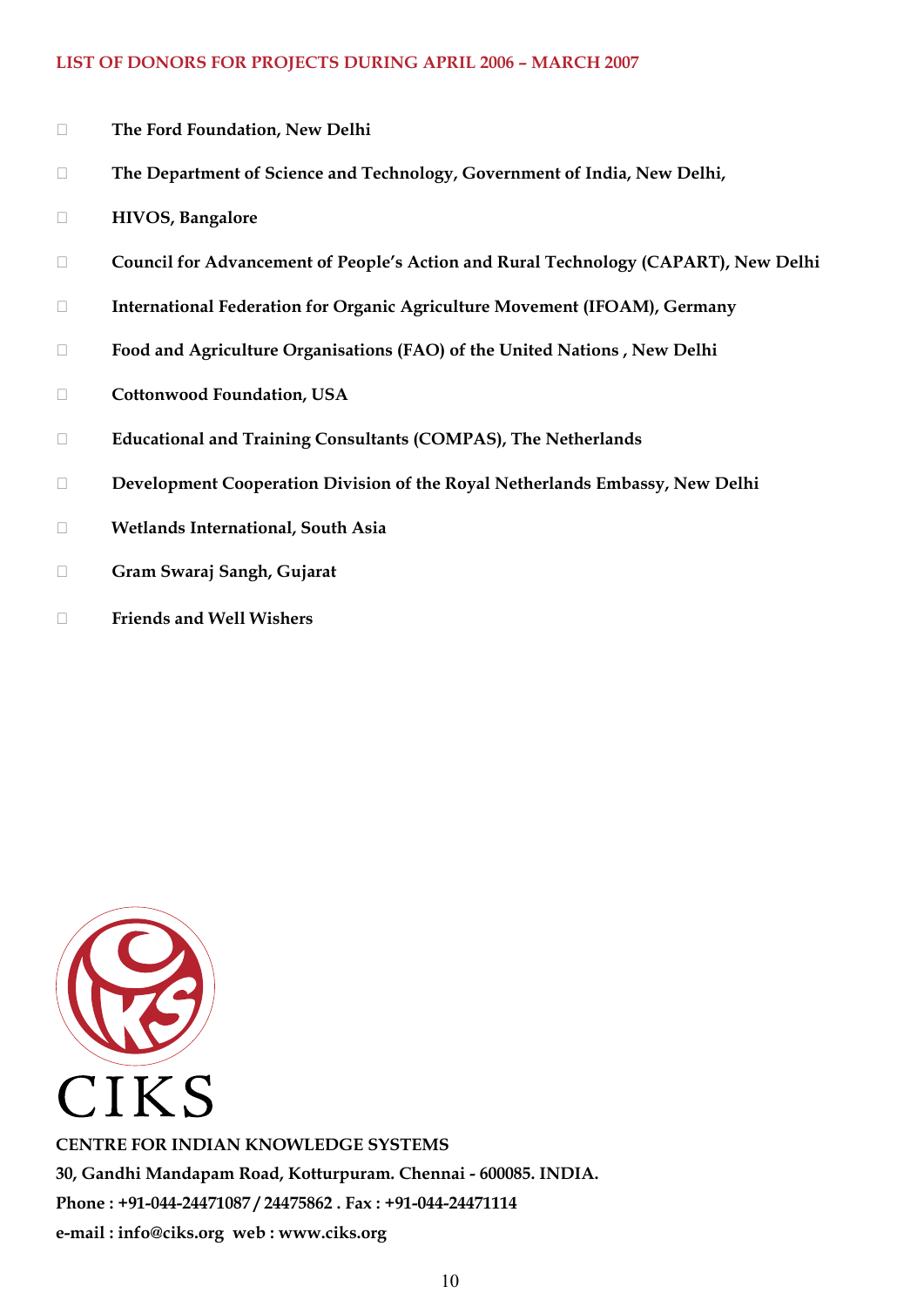## LIST OF DONORS FOR PROJECTS DURING APRIL 2006 – MARCH 2007

- **The Ford Foundation, New Delhi**
- **The Department of Science and Technology, Government of India, New Delhi,**
- **HIVOS, Bangalore**
- **Council for Advancement of People's Action and Rural Technology (CAPART), New Delhi**
- **International Federation for Organic Agriculture Movement (IFOAM), Germany**
- **Food and Agriculture Organisations (FAO) of the United Nations , New Delhi**
- **Cottonwood Foundation, USA**
- **Educational and Training Consultants (COMPAS), The Netherlands**
- **Development Cooperation Division of the Royal Netherlands Embassy, New Delhi**
- **Wetlands International, South Asia**
- **Gram Swaraj Sangh, Gujarat**
- **Friends and Well Wishers**

CIKS

**CENTRE FOR INDIAN KNOWLEDGE SYSTEMS**

**30, Gandhi Mandapam Road, Kotturpuram. Chennai - 600085. INDIA.**

**Phone : +91-044-24471087 / 24475862 . Fax : +91-044-24471114**

**e-mail : info@ciks.org web : www.ciks.org**